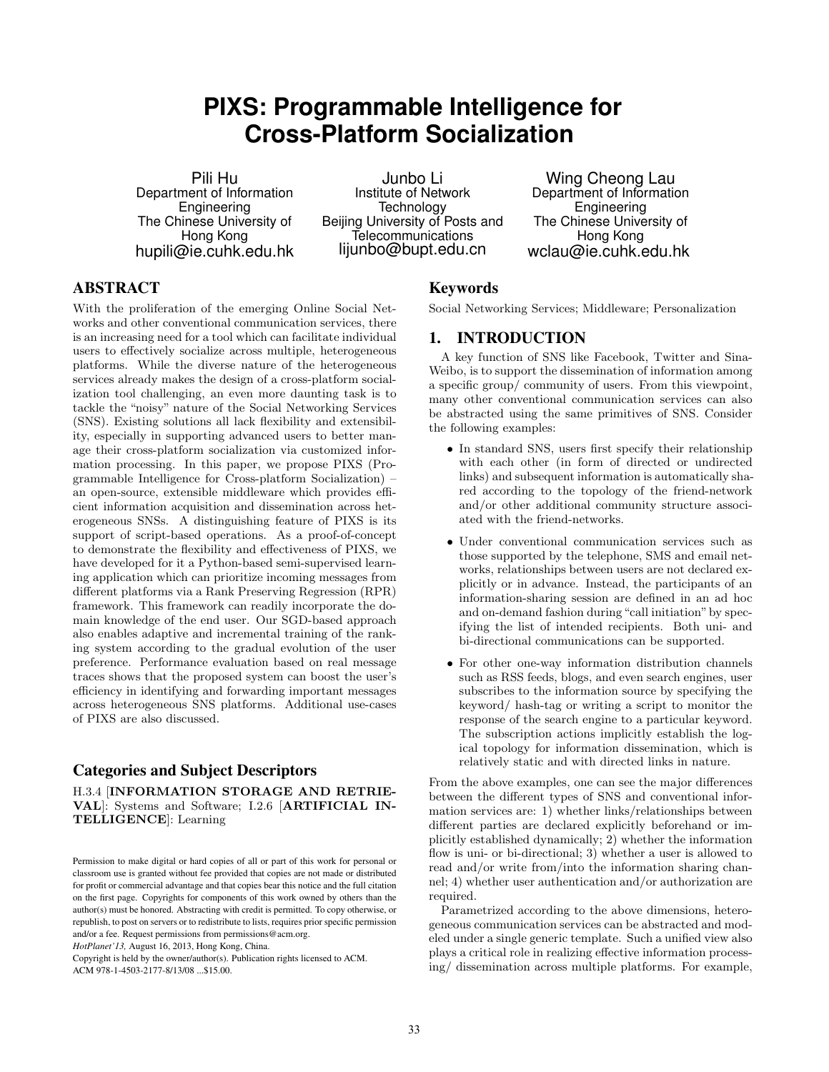# PIXS: Programmable Intelligence for Cross-Platform Socialization

Pili Hu
Department of Information Engineering
The Chinese University of Hong Kong
hupili@ie.cuhk.edu.hk

Junbo Li
Institute of Network Technology
Beijing University of Posts and Telecommunications
lijunbo@bupt.edu.cn

Wing Cheong Lau
Department of Information Engineering
The Chinese University of Hong Kong
wclau@ie.cuhk.edu.hk

## ABSTRACT

With the proliferation of the emerging Online Social Networks and other conventional communication services, there is an increasing need for a tool which can facilitate individual users to effectively socialize across multiple, heterogeneous platforms. While the diverse nature of the heterogeneous services already makes the design of a cross-platform socialization tool challenging, an even more daunting task is to tackle the "noisy" nature of the Social Networking Services (SNS). Existing solutions all lack flexibility and extensibility, especially in supporting advanced users to better manage their cross-platform socialization via customized information processing. In this paper, we propose PIXS (Programmable Intelligence for Cross-platform Socialization) – an open-source, extensible middleware which provides efficient information acquisition and dissemination across heterogeneous SNSs. A distinguishing feature of PIXS is its support of script-based operations. As a proof-of-concept to demonstrate the flexibility and effectiveness of PIXS, we have developed for it a Python-based semi-supervised learning application which can prioritize incoming messages from different platforms via a Rank Preserving Regression (RPR) framework. This framework can readily incorporate the domain knowledge of the end user. Our SGD-based approach also enables adaptive and incremental training of the ranking system according to the gradual evolution of the user preference. Performance evaluation based on real message traces shows that the proposed system can boost the user's efficiency in identifying and forwarding important messages across heterogeneous SNS platforms. Additional use-cases of PIXS are also discussed.

## Categories and Subject Descriptors

H.3.4 [**INFORMATION STORAGE AND RETRIEVAL**]: Systems and Software; I.2.6 [**ARTIFICIAL INTELLIGENCE**]: Learning

Permission to make digital or hard copies of all or part of this work for personal or classroom use is granted without fee provided that copies are not made or distributed for profit or commercial advantage and that copies bear this notice and the full citation on the first page. Copyrights for components of this work owned by others than the author(s) must be honored. Abstracting with credit is permitted. To copy otherwise, or republish, to post on servers or to redistribute to lists, requires prior specific permission and/or a fee. Request permissions from permissions@acm.org.
*HotPlanet'13,* August 16, 2013, Hong Kong, China.
Copyright is held by the owner/author(s). Publication rights licensed to ACM.
ACM 978-1-4503-2177-8/13/08 ...$15.00.

## Keywords

Social Networking Services; Middleware; Personalization

## 1. INTRODUCTION

A key function of SNS like Facebook, Twitter and Sina-Weibo, is to support the dissemination of information among a specific group/ community of users. From this viewpoint, many other conventional communication services can also be abstracted using the same primitives of SNS. Consider the following examples:

- In standard SNS, users first specify their relationship with each other (in form of directed or undirected links) and subsequent information is automatically shared according to the topology of the friend-network and/or other additional community structure associated with the friend-networks.
- Under conventional communication services such as those supported by the telephone, SMS and email networks, relationships between users are not declared explicitly or in advance. Instead, the participants of an information-sharing session are defined in an ad hoc and on-demand fashion during "call initiation" by specifying the list of intended recipients. Both uni- and bi-directional communications can be supported.
- For other one-way information distribution channels such as RSS feeds, blogs, and even search engines, user subscribes to the information source by specifying the keyword/ hash-tag or writing a script to monitor the response of the search engine to a particular keyword. The subscription actions implicitly establish the logical topology for information dissemination, which is relatively static and with directed links in nature.

From the above examples, one can see the major differences between the different types of SNS and conventional information services are: 1) whether links/relationships between different parties are declared explicitly beforehand or implicitly established dynamically; 2) whether the information flow is uni- or bi-directional; 3) whether a user is allowed to read and/or write from/into the information sharing channel; 4) whether user authentication and/or authorization are required.

Parametrized according to the above dimensions, heterogeneous communication services can be abstracted and modeled under a single generic template. Such a unified view also plays a critical role in realizing effective information processing/ dissemination across multiple platforms. For example,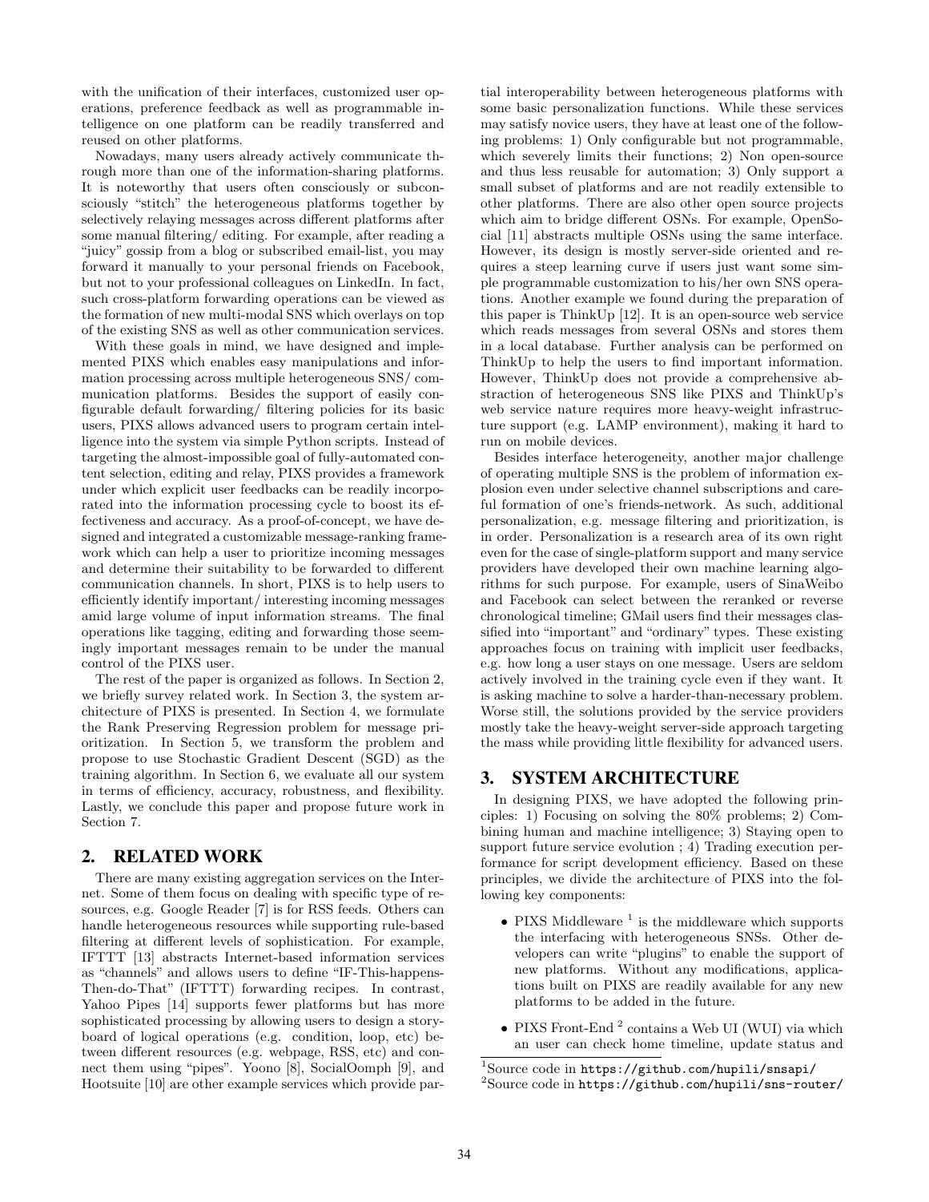with the unification of their interfaces, customized user operations, preference feedback as well as programmable intelligence on one platform can be readily transferred and reused on other platforms.

Nowadays, many users already actively communicate through more than one of the information-sharing platforms. It is noteworthy that users often consciously or subconsciously "stitch" the heterogeneous platforms together by selectively relaying messages across different platforms after some manual filtering/ editing. For example, after reading a "juicy" gossip from a blog or subscribed email-list, you may forward it manually to your personal friends on Facebook, but not to your professional colleagues on LinkedIn. In fact, such cross-platform forwarding operations can be viewed as the formation of new multi-modal SNS which overlays on top of the existing SNS as well as other communication services.

With these goals in mind, we have designed and implemented PIXS which enables easy manipulations and information processing across multiple heterogeneous SNS/ communication platforms. Besides the support of easily configurable default forwarding/ filtering policies for its basic users, PIXS allows advanced users to program certain intelligence into the system via simple Python scripts. Instead of targeting the almost-impossible goal of fully-automated content selection, editing and relay, PIXS provides a framework under which explicit user feedbacks can be readily incorporated into the information processing cycle to boost its effectiveness and accuracy. As a proof-of-concept, we have designed and integrated a customizable message-ranking framework which can help a user to prioritize incoming messages and determine their suitability to be forwarded to different communication channels. In short, PIXS is to help users to efficiently identify important/ interesting incoming messages amid large volume of input information streams. The final operations like tagging, editing and forwarding those seemingly important messages remain to be under the manual control of the PIXS user.

The rest of the paper is organized as follows. In Section 2, we briefly survey related work. In Section 3, the system architecture of PIXS is presented. In Section 4, we formulate the Rank Preserving Regression problem for message prioritization. In Section 5, we transform the problem and propose to use Stochastic Gradient Descent (SGD) as the training algorithm. In Section 6, we evaluate all our system in terms of efficiency, accuracy, robustness, and flexibility. Lastly, we conclude this paper and propose future work in Section 7.

## 2. RELATED WORK

There are many existing aggregation services on the Internet. Some of them focus on dealing with specific type of resources, e.g. Google Reader [7] is for RSS feeds. Others can handle heterogeneous resources while supporting rule-based filtering at different levels of sophistication. For example, IFTTT [13] abstracts Internet-based information services as "channels" and allows users to define "IF-This-happens-Then-do-That" (IFTTT) forwarding recipes. In contrast, Yahoo Pipes [14] supports fewer platforms but has more sophisticated processing by allowing users to design a storyboard of logical operations (e.g. condition, loop, etc) between different resources (e.g. webpage, RSS, etc) and connect them using "pipes". Yoono [8], SocialOomph [9], and Hootsuite [10] are other example services which provide partial interoperability between heterogeneous platforms with some basic personalization functions. While these services may satisfy novice users, they have at least one of the following problems: 1) Only configurable but not programmable, which severely limits their functions; 2) Non open-source and thus less reusable for automation; 3) Only support a small subset of platforms and are not readily extensible to other platforms. There are also other open source projects which aim to bridge different OSNs. For example, OpenSocial [11] abstracts multiple OSNs using the same interface. However, its design is mostly server-side oriented and requires a steep learning curve if users just want some simple programmable customization to his/her own SNS operations. Another example we found during the preparation of this paper is ThinkUp [12]. It is an open-source web service which reads messages from several OSNs and stores them in a local database. Further analysis can be performed on ThinkUp to help the users to find important information. However, ThinkUp does not provide a comprehensive abstraction of heterogeneous SNS like PIXS and ThinkUp's web service nature requires more heavy-weight infrastructure support (e.g. LAMP environment), making it hard to run on mobile devices.

Besides interface heterogeneity, another major challenge of operating multiple SNS is the problem of information explosion even under selective channel subscriptions and careful formation of one's friends-network. As such, additional personalization, e.g. message filtering and prioritization, is in order. Personalization is a research area of its own right even for the case of single-platform support and many service providers have developed their own machine learning algorithms for such purpose. For example, users of SinaWeibo and Facebook can select between the reranked or reverse chronological timeline; GMail users find their messages classified into "important" and "ordinary" types. These existing approaches focus on training with implicit user feedbacks, e.g. how long a user stays on one message. Users are seldom actively involved in the training cycle even if they want. It is asking machine to solve a harder-than-necessary problem. Worse still, the solutions provided by the service providers mostly take the heavy-weight server-side approach targeting the mass while providing little flexibility for advanced users.

## 3. SYSTEM ARCHITECTURE

In designing PIXS, we have adopted the following principles: 1) Focusing on solving the 80% problems; 2) Combining human and machine intelligence; 3) Staying open to support future service evolution ; 4) Trading execution performance for script development efficiency. Based on these principles, we divide the architecture of PIXS into the following key components:

- PIXS Middleware [1] is the middleware which supports the interfacing with heterogeneous SNSs. Other developers can write "plugins" to enable the support of new platforms. Without any modifications, applications built on PIXS are readily available for any new platforms to be added in the future.
- PIXS Front-End [2] contains a Web UI (WUI) via which an user can check home timeline, update status and

[1] Source code in https://github.com/hupili/snsapi/

[2] Source code in https://github.com/hupili/sns-router/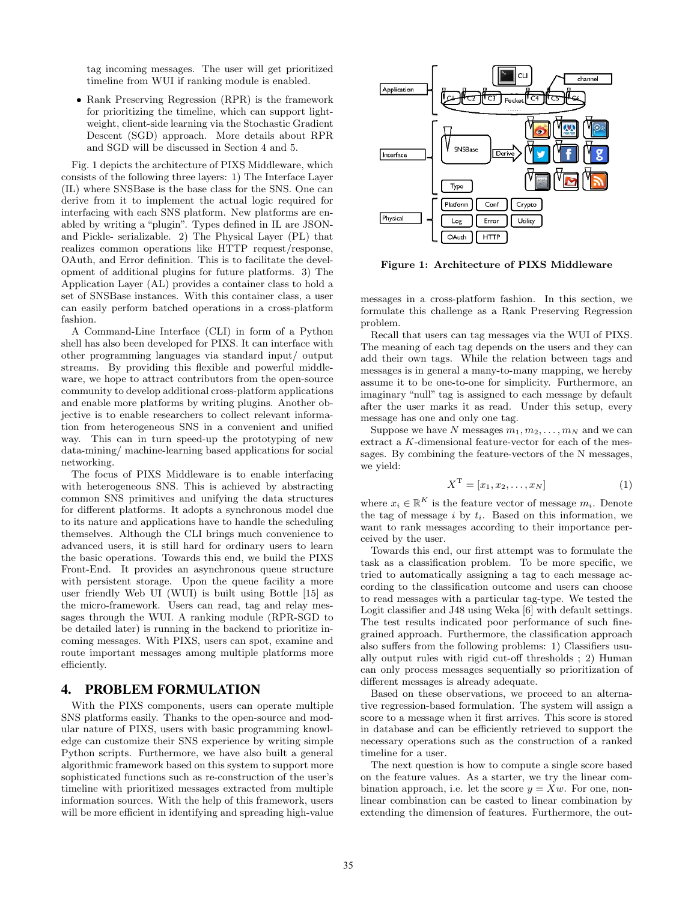tag incoming messages. The user will get prioritized timeline from WUI if ranking module is enabled.

- Rank Preserving Regression (RPR) is the framework for prioritizing the timeline, which can support light-weight, client-side learning via the Stochastic Gradient Descent (SGD) approach. More details about RPR and SGD will be discussed in Section 4 and 5.

Fig. 1 depicts the architecture of PIXS Middleware, which consists of the following three layers: 1) The Interface Layer (IL) where SNSBase is the base class for the SNS. One can derive from it to implement the actual logic required for interfacing with each SNS platform. New platforms are enabled by writing a "plugin". Types defined in IL are JSON- and Pickle- serializable. 2) The Physical Layer (PL) that realizes common operations like HTTP request/response, OAuth, and Error definition. This is to facilitate the development of additional plugins for future platforms. 3) The Application Layer (AL) provides a container class to hold a set of SNSBase instances. With this container class, a user can easily perform batched operations in a cross-platform fashion.

A Command-Line Interface (CLI) in form of a Python shell has also been developed for PIXS. It can interface with other programming languages via standard input/ output streams. By providing this flexible and powerful middleware, we hope to attract contributors from the open-source community to develop additional cross-platform applications and enable more platforms by writing plugins. Another objective is to enable researchers to collect relevant information from heterogeneous SNS in a convenient and unified way. This can in turn speed-up the prototyping of new data-mining/ machine-learning based applications for social networking.

The focus of PIXS Middleware is to enable interfacing with heterogeneous SNS. This is achieved by abstracting common SNS primitives and unifying the data structures for different platforms. It adopts a synchronous model due to its nature and applications have to handle the scheduling themselves. Although the CLI brings much convenience to advanced users, it is still hard for ordinary users to learn the basic operations. Towards this end, we build the PIXS Front-End. It provides an asynchronous queue structure with persistent storage. Upon the queue facility a more user friendly Web UI (WUI) is built using Bottle [15] as the micro-framework. Users can read, tag and relay messages through the WUI. A ranking module (RPR-SGD to be detailed later) is running in the backend to prioritize incoming messages. With PIXS, users can spot, examine and route important messages among multiple platforms more efficiently.

Application

CLI

channel

C1 C2 C3 Pocket C4 C5 C6

Interface

SNSBase

Derive

Type

Physical

Platform Conf Crypto

Log Error Utility

OAuth HTTP

**Figure 1: Architecture of PIXS Middleware**

# 4. PROBLEM FORMULATION

With the PIXS components, users can operate multiple SNS platforms easily. Thanks to the open-source and modular nature of PIXS, users with basic programming knowledge can customize their SNS experience by writing simple Python scripts. Furthermore, we have also built a general algorithmic framework based on this system to support more sophisticated functions such as re-construction of the user's timeline with prioritized messages extracted from multiple information sources. With the help of this framework, users will be more efficient in identifying and spreading high-value messages in a cross-platform fashion. In this section, we formulate this challenge as a Rank Preserving Regression problem.

Recall that users can tag messages via the WUI of PIXS. The meaning of each tag depends on the users and they can add their own tags. While the relation between tags and messages is in general a many-to-many mapping, we hereby assume it to be one-to-one for simplicity. Furthermore, an imaginary "null" tag is assigned to each message by default after the user marks it as read. Under this setup, every message has one and only one tag.

Suppose we have $N$ messages $m_1, m_2, \ldots, m_N$ and we can extract a $K$-dimensional feature-vector for each of the messages. By combining the feature-vectors of the N messages, we yield:

$$X^{\mathrm{T}} = [x_1, x_2, \ldots, x_N] \tag{1}$$

where $x_i \in \mathbb{R}^K$ is the feature vector of message $m_i$. Denote the tag of message $i$ by $t_i$. Based on this information, we want to rank messages according to their importance perceived by the user.

Towards this end, our first attempt was to formulate the task as a classification problem. To be more specific, we tried to automatically assigning a tag to each message according to the classification outcome and users can choose to read messages with a particular tag-type. We tested the Logit classifier and J48 using Weka [6] with default settings. The test results indicated poor performance of such fine-grained approach. Furthermore, the classification approach also suffers from the following problems: 1) Classifiers usually output rules with rigid cut-off thresholds ; 2) Human can only process messages sequentially so prioritization of different messages is already adequate.

Based on these observations, we proceed to an alternative regression-based formulation. The system will assign a score to a message when it first arrives. This score is stored in database and can be efficiently retrieved to support the necessary operations such as the construction of a ranked timeline for a user.

The next question is how to compute a single score based on the feature values. As a starter, we try the linear combination approach, i.e. let the score $y = Xw$. For one, non-linear combination can be casted to linear combination by extending the dimension of features. Furthermore, the out-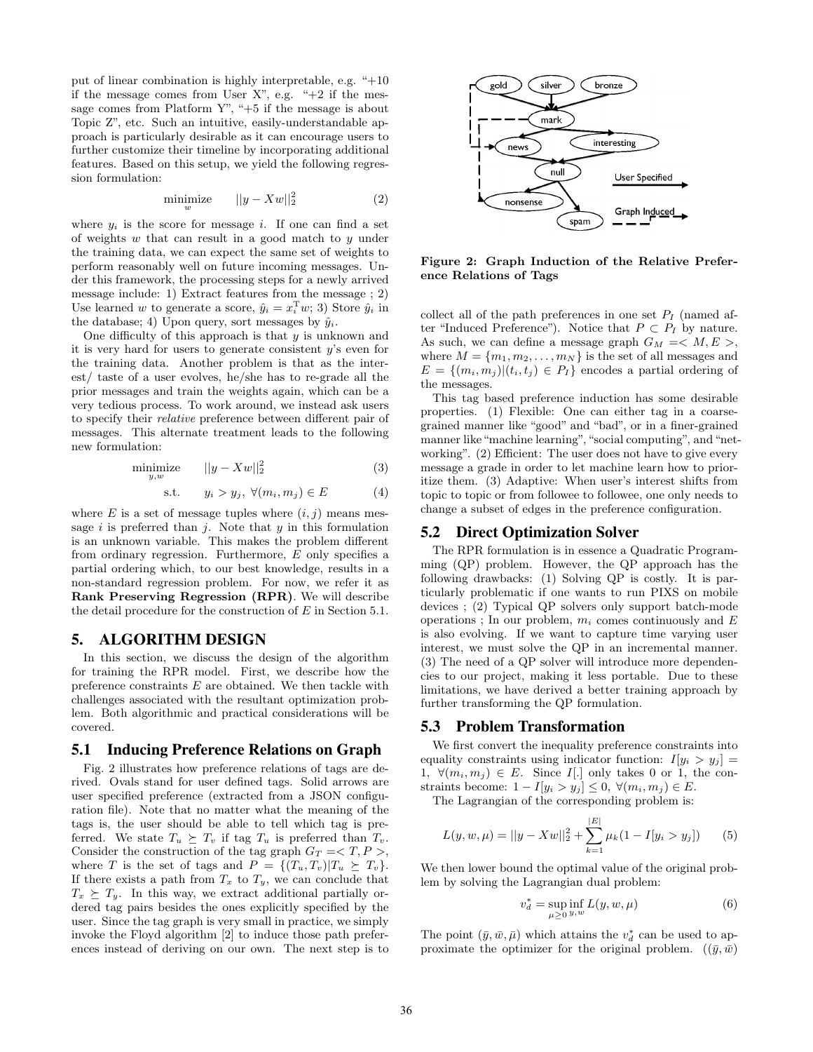put of linear combination is highly interpretable, e.g. "+10 if the message comes from User X", e.g. "+2 if the message comes from Platform Y", "+5 if the message is about Topic Z", etc. Such an intuitive, easily-understandable approach is particularly desirable as it can encourage users to further customize their timeline by incorporating additional features. Based on this setup, we yield the following regression formulation:

$$\underset{w}{\text{minimize}} \quad ||y - Xw||_2^2 \tag{2}$$

where $y_i$ is the score for message $i$. If one can find a set of weights $w$ that can result in a good match to $y$ under the training data, we can expect the same set of weights to perform reasonably well on future incoming messages. Under this framework, the processing steps for a newly arrived message include: 1) Extract features from the message ; 2) Use learned $w$ to generate a score, $\hat{y}_i = x_i^{\mathrm{T}} w$; 3) Store $\hat{y}_i$ in the database; 4) Upon query, sort messages by $\hat{y}_i$.

One difficulty of this approach is that $y$ is unknown and it is very hard for users to generate consistent $y$'s even for the training data. Another problem is that as the interest/ taste of a user evolves, he/she has to re-grade all the prior messages and train the weights again, which can be a very tedious process. To work around, we instead ask users to specify their *relative* preference between different pair of messages. This alternate treatment leads to the following new formulation:

$$\underset{y,w}{\text{minimize}} \quad ||y - Xw||_2^2 \tag{3}$$

$$\text{s.t.} \quad y_i > y_j, \ \forall (m_i, m_j) \in E \tag{4}$$

where $E$ is a set of message tuples where $(i, j)$ means message $i$ is preferred than $j$. Note that $y$ in this formulation is an unknown variable. This makes the problem different from ordinary regression. Furthermore, $E$ only specifies a partial ordering which, to our best knowledge, results in a non-standard regression problem. For now, we refer it as **Rank Preserving Regression (RPR)**. We will describe the detail procedure for the construction of $E$ in Section 5.1.

## 5. ALGORITHM DESIGN

In this section, we discuss the design of the algorithm for training the RPR model. First, we describe how the preference constraints $E$ are obtained. We then tackle with challenges associated with the resultant optimization problem. Both algorithmic and practical considerations will be covered.

### 5.1 Inducing Preference Relations on Graph

Fig. 2 illustrates how preference relations of tags are derived. Ovals stand for user defined tags. Solid arrows are user specified preference (extracted from a JSON configuration file). Note that no matter what the meaning of the tags is, the user should be able to tell which tag is preferred. We state $T_u \succeq T_v$ if tag $T_u$ is preferred than $T_v$. Consider the construction of the tag graph $G_T =< T, P >$, where $T$ is the set of tags and $P = \{(T_u, T_v) | T_u \succeq T_v\}$. If there exists a path from $T_x$ to $T_y$, we can conclude that $T_x \succeq T_y$. In this way, we extract additional partially ordered tag pairs besides the ones explicitly specified by the user. Since the tag graph is very small in practice, we simply invoke the Floyd algorithm [2] to induce those path preferences instead of deriving on our own. The next step is to collect all of the path preferences in one set $P_I$ (named after "Induced Preference"). Notice that $P \subset P_I$ by nature. As such, we can define a message graph $G_M =< M, E >$, where $M = \{m_1, m_2, \ldots, m_N\}$ is the set of all messages and $E = \{(m_i, m_j) | (t_i, t_j) \in P_I\}$ encodes a partial ordering of the messages.

**Figure 2: Graph Induction of the Relative Preference Relations of Tags**

This tag based preference induction has some desirable properties. (1) Flexible: One can either tag in a coarse-grained manner like "good" and "bad", or in a finer-grained manner like "machine learning", "social computing", and "networking". (2) Efficient: The user does not have to give every message a grade in order to let machine learn how to prioritize them. (3) Adaptive: When user's interest shifts from topic to topic or from followee to followee, one only needs to change a subset of edges in the preference configuration.

### 5.2 Direct Optimization Solver

The RPR formulation is in essence a Quadratic Programming (QP) problem. However, the QP approach has the following drawbacks: (1) Solving QP is costly. It is particularly problematic if one wants to run PIXS on mobile devices ; (2) Typical QP solvers only support batch-mode operations ; In our problem, $m_i$ comes continuously and $E$ is also evolving. If we want to capture time varying user interest, we must solve the QP in an incremental manner. (3) The need of a QP solver will introduce more dependencies to our project, making it less portable. Due to these limitations, we have derived a better training approach by further transforming the QP formulation.

### 5.3 Problem Transformation

We first convert the inequality preference constraints into equality constraints using indicator function: $I[y_i > y_j] = 1, \ \forall (m_i, m_j) \in E$. Since $I[.]$ only takes 0 or 1, the constraints become: $1 - I[y_i > y_j] \leq 0, \ \forall (m_i, m_j) \in E$.

The Lagrangian of the corresponding problem is:

$$L(y, w, \mu) = ||y - Xw||_2^2 + \sum_{k=1}^{|E|} \mu_k (1 - I[y_i > y_j]) \tag{5}$$

We then lower bound the optimal value of the original problem by solving the Lagrangian dual problem:

$$v_d^* = \sup_{\mu \geq 0} \inf_{y,w} L(y, w, \mu) \tag{6}$$

The point $(\bar{y}, \bar{w}, \bar{\mu})$ which attains the $v_d^*$ can be used to approximate the optimizer for the original problem. $((\bar{y}, \bar{w})$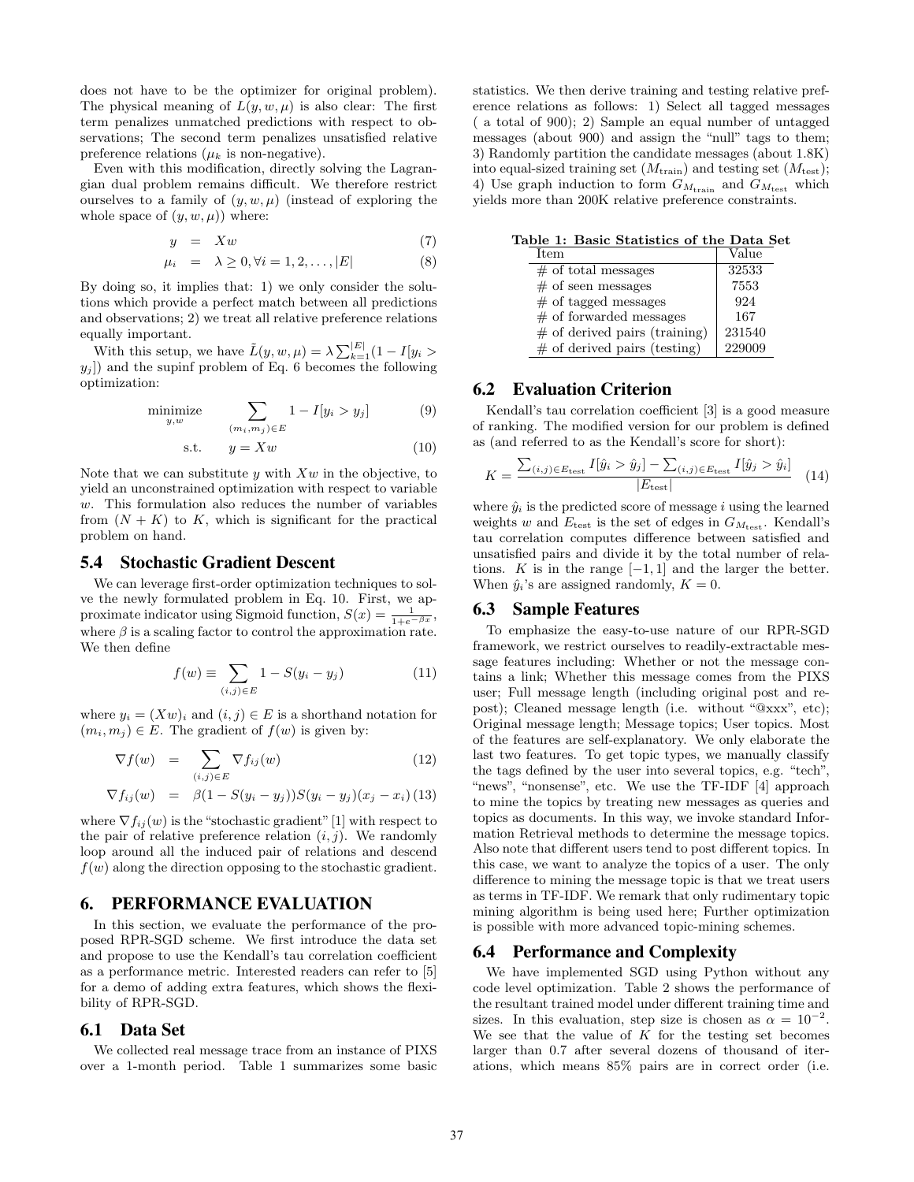does not have to be the optimizer for original problem). The physical meaning of $L(y, w, \mu)$ is also clear: The first term penalizes unmatched predictions with respect to observations; The second term penalizes unsatisfied relative preference relations ($\mu_k$ is non-negative).

Even with this modification, directly solving the Lagrangian dual problem remains difficult. We therefore restrict ourselves to a family of $(y, w, \mu)$ (instead of exploring the whole space of $(y, w, \mu)$) where:

$$y = Xw \tag{7}$$

$$\mu_i = \lambda \geq 0, \forall i = 1, 2, \ldots, |E| \tag{8}$$

By doing so, it implies that: 1) we only consider the solutions which provide a perfect match between all predictions and observations; 2) we treat all relative preference relations equally important.

With this setup, we have $\tilde{L}(y, w, \mu) = \lambda \sum_{k=1}^{|E|}(1 - I[y_i > y_j])$ and the supinf problem of Eq. 6 becomes the following optimization:

$$\underset{y,w}{\text{minimize}} \quad \sum_{(m_i,m_j)\in E} 1 - I[y_i > y_j] \tag{9}$$

$$\text{s.t.} \quad y = Xw \tag{10}$$

Note that we can substitute $y$ with $Xw$ in the objective, to yield an unconstrained optimization with respect to variable $w$. This formulation also reduces the number of variables from $(N + K)$ to $K$, which is significant for the practical problem on hand.

### 5.4 Stochastic Gradient Descent

We can leverage first-order optimization techniques to solve the newly formulated problem in Eq. 10. First, we approximate indicator using Sigmoid function, $S(x) = \frac{1}{1+e^{-\beta x}}$, where $\beta$ is a scaling factor to control the approximation rate. We then define

$$f(w) \equiv \sum_{(i,j)\in E} 1 - S(y_i - y_j) \tag{11}$$

where $y_i = (Xw)_i$ and $(i, j) \in E$ is a shorthand notation for $(m_i, m_j) \in E$. The gradient of $f(w)$ is given by:

$$\nabla f(w) = \sum_{(i,j)\in E} \nabla f_{ij}(w) \tag{12}$$

$$\nabla f_{ij}(w) = \beta(1 - S(y_i - y_j))S(y_i - y_j)(x_j - x_i) \tag{13}$$

where $\nabla f_{ij}(w)$ is the "stochastic gradient" [1] with respect to the pair of relative preference relation $(i, j)$. We randomly loop around all the induced pair of relations and descend $f(w)$ along the direction opposing to the stochastic gradient.

## 6. PERFORMANCE EVALUATION

In this section, we evaluate the performance of the proposed RPR-SGD scheme. We first introduce the data set and propose to use the Kendall's tau correlation coefficient as a performance metric. Interested readers can refer to [5] for a demo of adding extra features, which shows the flexibility of RPR-SGD.

### 6.1 Data Set

We collected real message trace from an instance of PIXS over a 1-month period. Table 1 summarizes some basic statistics. We then derive training and testing relative preference relations as follows: 1) Select all tagged messages ( a total of 900); 2) Sample an equal number of untagged messages (about 900) and assign the "null" tags to them; 3) Randomly partition the candidate messages (about 1.8K) into equal-sized training set ($M_{\text{train}}$) and testing set ($M_{\text{test}}$); 4) Use graph induction to form $G_{M_{\text{train}}}$ and $G_{M_{\text{test}}}$ which yields more than 200K relative preference constraints.

**Table 1: Basic Statistics of the Data Set**

| Item | Value |
|---|---|
| # of total messages | 32533 |
| # of seen messages | 7553 |
| # of tagged messages | 924 |
| # of forwarded messages | 167 |
| # of derived pairs (training) | 231540 |
| # of derived pairs (testing) | 229009 |

### 6.2 Evaluation Criterion

Kendall's tau correlation coefficient [3] is a good measure of ranking. The modified version for our problem is defined as (and referred to as the Kendall's score for short):

$$K = \frac{\sum_{(i,j)\in E_{\text{test}}} I[\hat{y}_i > \hat{y}_j] - \sum_{(i,j)\in E_{\text{test}}} I[\hat{y}_j > \hat{y}_i]}{|E_{\text{test}}|} \tag{14}$$

where $\hat{y}_i$ is the predicted score of message $i$ using the learned weights $w$ and $E_{\text{test}}$ is the set of edges in $G_{M_{\text{test}}}$. Kendall's tau correlation computes difference between satisfied and unsatisfied pairs and divide it by the total number of relations. $K$ is in the range $[-1, 1]$ and the larger the better. When $\hat{y}_i$'s are assigned randomly, $K = 0$.

### 6.3 Sample Features

To emphasize the easy-to-use nature of our RPR-SGD framework, we restrict ourselves to readily-extractable message features including: Whether or not the message contains a link; Whether this message comes from the PIXS user; Full message length (including original post and repost); Cleaned message length (i.e. without "@xxx", etc); Original message length; Message topics; User topics. Most of the features are self-explanatory. We only elaborate the last two features. To get topic types, we manually classify the tags defined by the user into several topics, e.g. "tech", "news", "nonsense", etc. We use the TF-IDF [4] approach to mine the topics by treating new messages as queries and topics as documents. In this way, we invoke standard Information Retrieval methods to determine the message topics. Also note that different users tend to post different topics. In this case, we want to analyze the topics of a user. The only difference to mining the message topic is that we treat users as terms in TF-IDF. We remark that only rudimentary topic mining algorithm is being used here; Further optimization is possible with more advanced topic-mining schemes.

### 6.4 Performance and Complexity

We have implemented SGD using Python without any code level optimization. Table 2 shows the performance of the resultant trained model under different training time and sizes. In this evaluation, step size is chosen as $\alpha = 10^{-2}$. We see that the value of $K$ for the testing set becomes larger than 0.7 after several dozens of thousand of iterations, which means 85% pairs are in correct order (i.e.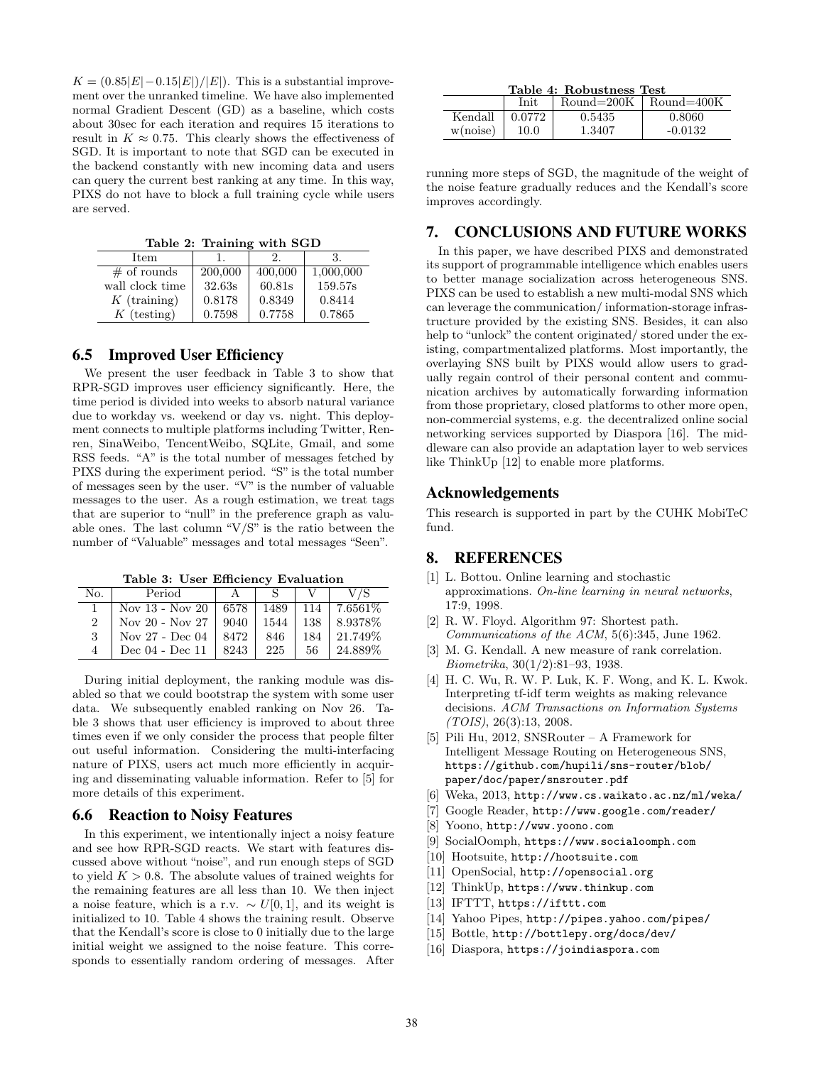$K = (0.85|E| - 0.15|E|)/|E|)$. This is a substantial improvement over the unranked timeline. We have also implemented normal Gradient Descent (GD) as a baseline, which costs about 30sec for each iteration and requires 15 iterations to result in $K \approx 0.75$. This clearly shows the effectiveness of SGD. It is important to note that SGD can be executed in the backend constantly with new incoming data and users can query the current best ranking at any time. In this way, PIXS do not have to block a full training cycle while users are served.

**Table 2: Training with SGD**

| Item | 1. | 2. | 3. |
|---|---|---|---|
| # of rounds | 200,000 | 400,000 | 1,000,000 |
| wall clock time | 32.63s | 60.81s | 159.57s |
| $K$ (training) | 0.8178 | 0.8349 | 0.8414 |
| $K$ (testing) | 0.7598 | 0.7758 | 0.7865 |

### 6.5 Improved User Efficiency

We present the user feedback in Table 3 to show that RPR-SGD improves user efficiency significantly. Here, the time period is divided into weeks to absorb natural variance due to workday vs. weekend or day vs. night. This deployment connects to multiple platforms including Twitter, Renren, SinaWeibo, TencentWeibo, SQLite, Gmail, and some RSS feeds. "A" is the total number of messages fetched by PIXS during the experiment period. "S" is the total number of messages seen by the user. "V" is the number of valuable messages to the user. As a rough estimation, we treat tags that are superior to "null" in the preference graph as valuable ones. The last column "V/S" is the ratio between the number of "Valuable" messages and total messages "Seen".

**Table 3: User Efficiency Evaluation**

| No. | Period | A | S | V | V/S |
|---|---|---|---|---|---|
| 1 | Nov 13 - Nov 20 | 6578 | 1489 | 114 | 7.6561% |
| 2 | Nov 20 - Nov 27 | 9040 | 1544 | 138 | 8.9378% |
| 3 | Nov 27 - Dec 04 | 8472 | 846 | 184 | 21.749% |
| 4 | Dec 04 - Dec 11 | 8243 | 225 | 56 | 24.889% |

During initial deployment, the ranking module was disabled so that we could bootstrap the system with some user data. We subsequently enabled ranking on Nov 26. Table 3 shows that user efficiency is improved to about three times even if we only consider the process that people filter out useful information. Considering the multi-interfacing nature of PIXS, users act much more efficiently in acquiring and disseminating valuable information. Refer to [5] for more details of this experiment.

### 6.6 Reaction to Noisy Features

In this experiment, we intentionally inject a noisy feature and see how RPR-SGD reacts. We start with features discussed above without "noise", and run enough steps of SGD to yield $K > 0.8$. The absolute values of trained weights for the remaining features are all less than 10. We then inject a noise feature, which is a r.v. $\sim U[0, 1]$, and its weight is initialized to 10. Table 4 shows the training result. Observe that the Kendall's score is close to 0 initially due to the large initial weight we assigned to the noise feature. This corresponds to essentially random ordering of messages. After running more steps of SGD, the magnitude of the weight of the noise feature gradually reduces and the Kendall's score improves accordingly.

**Table 4: Robustness Test**

| | Init | Round=200K | Round=400K |
|---|---|---|---|
| Kendall | 0.0772 | 0.5435 | 0.8060 |
| w(noise) | 10.0 | 1.3407 | -0.0132 |

## 7. CONCLUSIONS AND FUTURE WORKS

In this paper, we have described PIXS and demonstrated its support of programmable intelligence which enables users to better manage socialization across heterogeneous SNS. PIXS can be used to establish a new multi-modal SNS which can leverage the communication/ information-storage infrastructure provided by the existing SNS. Besides, it can also help to "unlock" the content originated/ stored under the existing, compartmentalized platforms. Most importantly, the overlaying SNS built by PIXS would allow users to gradually regain control of their personal content and communication archives by automatically forwarding information from those proprietary, closed platforms to other more open, non-commercial systems, e.g. the decentralized online social networking services supported by Diaspora [16]. The middleware can also provide an adaptation layer to web services like ThinkUp [12] to enable more platforms.

## Acknowledgements

This research is supported in part by the CUHK MobiTeC fund.

## 8. REFERENCES

[1] L. Bottou. Online learning and stochastic approximations. *On-line learning in neural networks*, 17:9, 1998.

[2] R. W. Floyd. Algorithm 97: Shortest path. *Communications of the ACM*, 5(6):345, June 1962.

[3] M. G. Kendall. A new measure of rank correlation. *Biometrika*, 30(1/2):81–93, 1938.

[4] H. C. Wu, R. W. P. Luk, K. F. Wong, and K. L. Kwok. Interpreting tf-idf term weights as making relevance decisions. *ACM Transactions on Information Systems (TOIS)*, 26(3):13, 2008.

[5] Pili Hu, 2012, SNSRouter – A Framework for Intelligent Message Routing on Heterogeneous SNS, https://github.com/hupili/sns-router/blob/paper/doc/paper/snsrouter.pdf

[6] Weka, 2013, http://www.cs.waikato.ac.nz/ml/weka/

[7] Google Reader, http://www.google.com/reader/

[8] Yoono, http://www.yoono.com

[9] SocialOomph, https://www.socialoomph.com

[10] Hootsuite, http://hootsuite.com

[11] OpenSocial, http://opensocial.org

[12] ThinkUp, https://www.thinkup.com

[13] IFTTT, https://ifttt.com

[14] Yahoo Pipes, http://pipes.yahoo.com/pipes/

[15] Bottle, http://bottlepy.org/docs/dev/

[16] Diaspora, https://joindiaspora.com